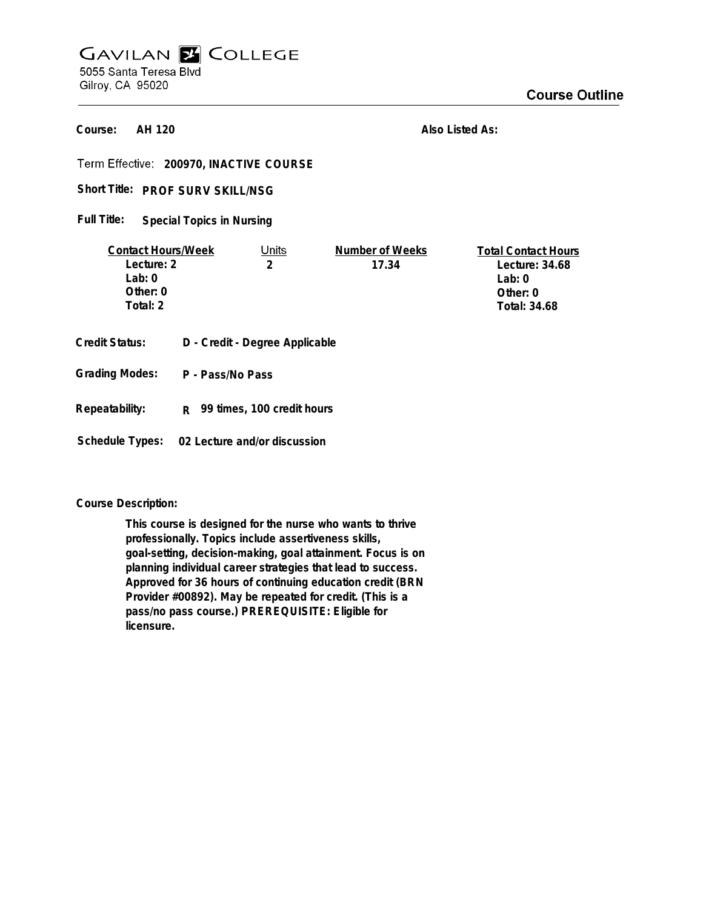# Gavilan College

5055 Santa Teresa Blvd
Gilroy, CA 95020

## Course Outline

**Course:** AH 120

**Also Listed As:**

**Term Effective:** 200970, INACTIVE COURSE

**Short Title:** PROF SURV SKILL/NSG

**Full Title:** Special Topics in Nursing

| Contact Hours/Week | Units | Number of Weeks | Total Contact Hours |
|---|---|---|---|
| Lecture: 2 | 2 | 17.34 | Lecture: 34.68 |
| Lab: 0 | | | Lab: 0 |
| Other: 0 | | | Other: 0 |
| Total: 2 | | | Total: 34.68 |

**Credit Status:** D - Credit - Degree Applicable

**Grading Modes:** P - Pass/No Pass

**Repeatability:** R 99 times, 100 credit hours

**Schedule Types:** 02 Lecture and/or discussion

**Course Description:**

This course is designed for the nurse who wants to thrive professionally. Topics include assertiveness skills, goal-setting, decision-making, goal attainment. Focus is on planning individual career strategies that lead to success. Approved for 36 hours of continuing education credit (BRN Provider #00892). May be repeated for credit. (This is a pass/no pass course.) PREREQUISITE: Eligible for licensure.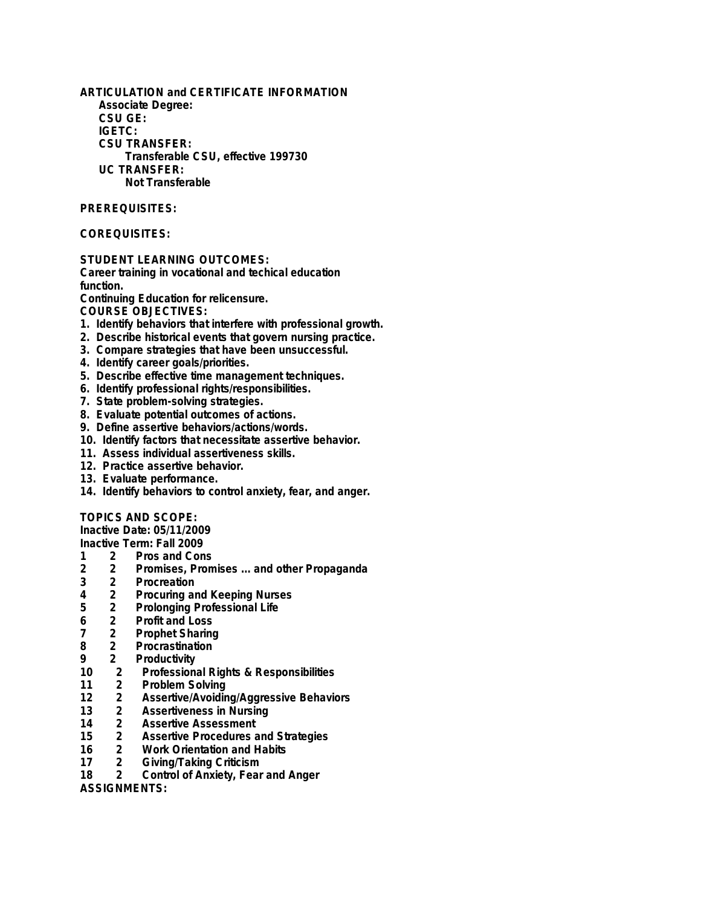**ARTICULATION and CERTIFICATE INFORMATION**

**Associate Degree:**

**CSU GE:**

**IGETC:**

**CSU TRANSFER:**

Transferable CSU, effective 199730

**UC TRANSFER:**

Not Transferable

**PREREQUISITES:**

**COREQUISITES:**

**STUDENT LEARNING OUTCOMES:**

Career training in vocational and techical education function.

Continuing Education for relicensure.

**COURSE OBJECTIVES:**

1. Identify behaviors that interfere with professional growth.
2. Describe historical events that govern nursing practice.
3. Compare strategies that have been unsuccessful.
4. Identify career goals/priorities.
5. Describe effective time management techniques.
6. Identify professional rights/responsibilities.
7. State problem-solving strategies.
8. Evaluate potential outcomes of actions.
9. Define assertive behaviors/actions/words.
10. Identify factors that necessitate assertive behavior.
11. Assess individual assertiveness skills.
12. Practice assertive behavior.
13. Evaluate performance.
14. Identify behaviors to control anxiety, fear, and anger.

**TOPICS AND SCOPE:**

Inactive Date: 05/11/2009

Inactive Term: Fall 2009

| | | |
|---|---|---|
| 1 | 2 | Pros and Cons |
| 2 | 2 | Promises, Promises ... and other Propaganda |
| 3 | 2 | Procreation |
| 4 | 2 | Procuring and Keeping Nurses |
| 5 | 2 | Prolonging Professional Life |
| 6 | 2 | Profit and Loss |
| 7 | 2 | Prophet Sharing |
| 8 | 2 | Procrastination |
| 9 | 2 | Productivity |
| 10 | 2 | Professional Rights & Responsibilities |
| 11 | 2 | Problem Solving |
| 12 | 2 | Assertive/Avoiding/Aggressive Behaviors |
| 13 | 2 | Assertiveness in Nursing |
| 14 | 2 | Assertive Assessment |
| 15 | 2 | Assertive Procedures and Strategies |
| 16 | 2 | Work Orientation and Habits |
| 17 | 2 | Giving/Taking Criticism |
| 18 | 2 | Control of Anxiety, Fear and Anger |

**ASSIGNMENTS:**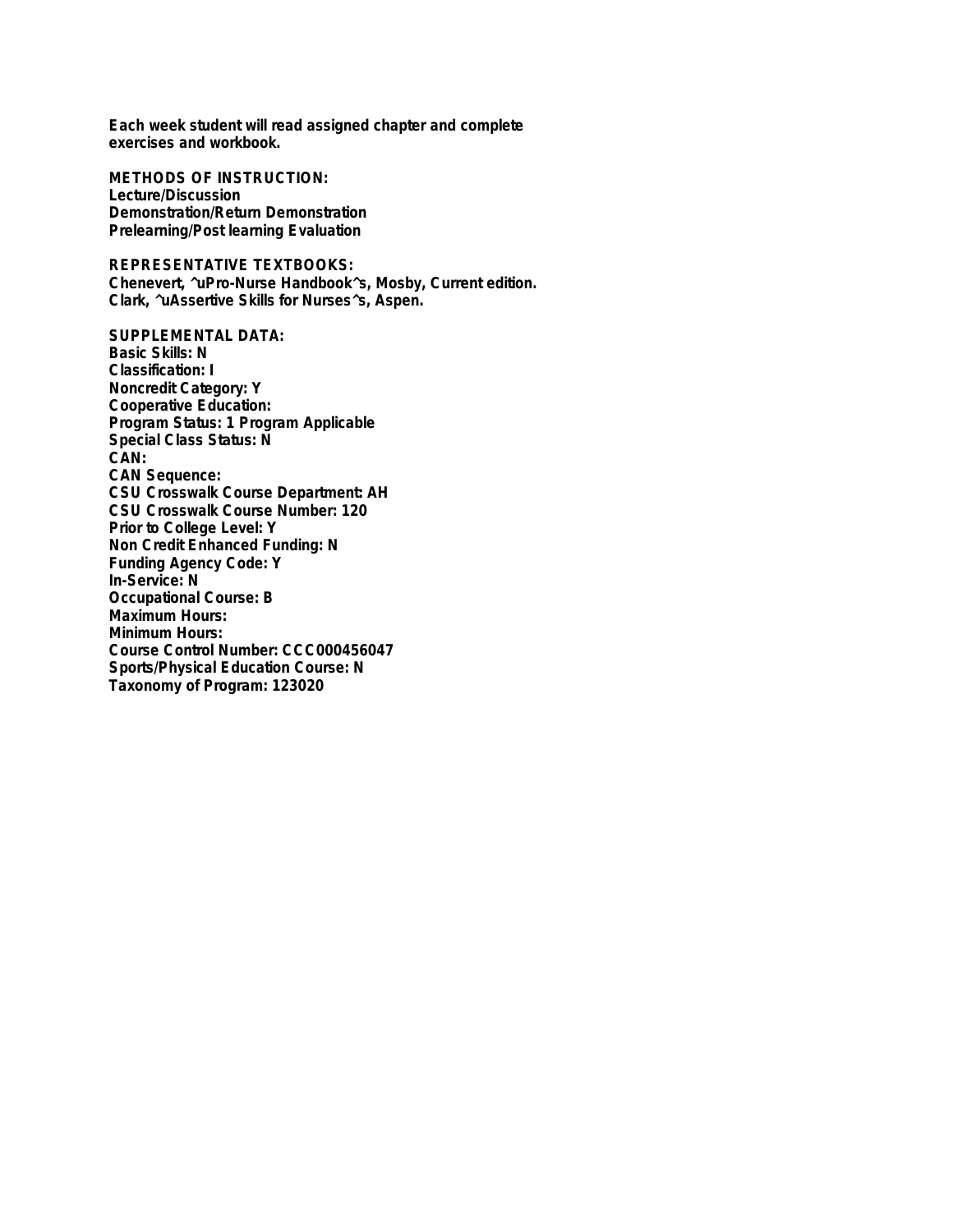Each week student will read assigned chapter and complete exercises and workbook.

**METHODS OF INSTRUCTION:**
Lecture/Discussion
Demonstration/Return Demonstration
Prelearning/Post learning Evaluation

**REPRESENTATIVE TEXTBOOKS:**
Chenevert, ^uPro-Nurse Handbook^s, Mosby, Current edition.
Clark, ^uAssertive Skills for Nurses^s, Aspen.

**SUPPLEMENTAL DATA:**
Basic Skills: N
Classification: I
Noncredit Category: Y
Cooperative Education:
Program Status: 1 Program Applicable
Special Class Status: N
CAN:
CAN Sequence:
CSU Crosswalk Course Department: AH
CSU Crosswalk Course Number: 120
Prior to College Level: Y
Non Credit Enhanced Funding: N
Funding Agency Code: Y
In-Service: N
Occupational Course: B
Maximum Hours:
Minimum Hours:
Course Control Number: CCC000456047
Sports/Physical Education Course: N
Taxonomy of Program: 123020